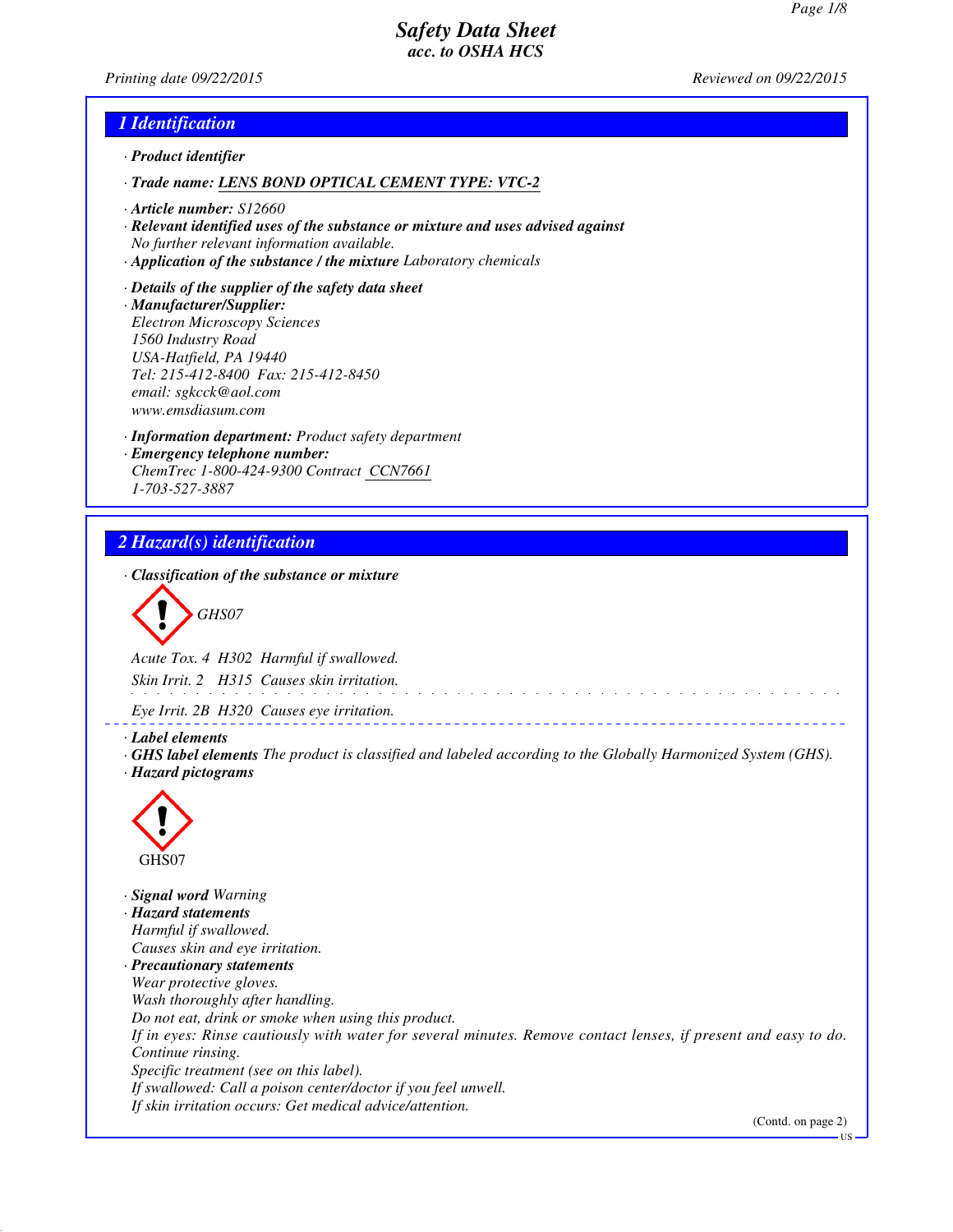# Safety Data Sheet
## acc. to OSHA HCS

Printing date 09/22/2015 Reviewed on 09/22/2015

## 1 Identification

· **Product identifier**

· **Trade name:** LENS BOND OPTICAL CEMENT TYPE: VTC-2

· **Article number:** S12660

· **Relevant identified uses of the substance or mixture and uses advised against**
No further relevant information available.

· **Application of the substance / the mixture** Laboratory chemicals

· **Details of the supplier of the safety data sheet**

· **Manufacturer/Supplier:**
Electron Microscopy Sciences
1560 Industry Road
USA-Hatfield, PA 19440
Tel: 215-412-8400 Fax: 215-412-8450
email: sgkcck@aol.com
www.emsdiasum.com

· **Information department:** Product safety department

· **Emergency telephone number:**
ChemTrec 1-800-424-9300 Contract CCN7661
1-703-527-3887

## 2 Hazard(s) identification

· **Classification of the substance or mixture**

GHS07

Acute Tox. 4 H302 Harmful if swallowed.

Skin Irrit. 2 H315 Causes skin irritation.

Eye Irrit. 2B H320 Causes eye irritation.

· **Label elements**

· **GHS label elements** The product is classified and labeled according to the Globally Harmonized System (GHS).

· **Hazard pictograms**

GHS07

· **Signal word** Warning

· **Hazard statements**
Harmful if swallowed.
Causes skin and eye irritation.

· **Precautionary statements**
Wear protective gloves.
Wash thoroughly after handling.
Do not eat, drink or smoke when using this product.
If in eyes: Rinse cautiously with water for several minutes. Remove contact lenses, if present and easy to do. Continue rinsing.
Specific treatment (see on this label).
If swallowed: Call a poison center/doctor if you feel unwell.
If skin irritation occurs: Get medical advice/attention.

(Contd. on page 2)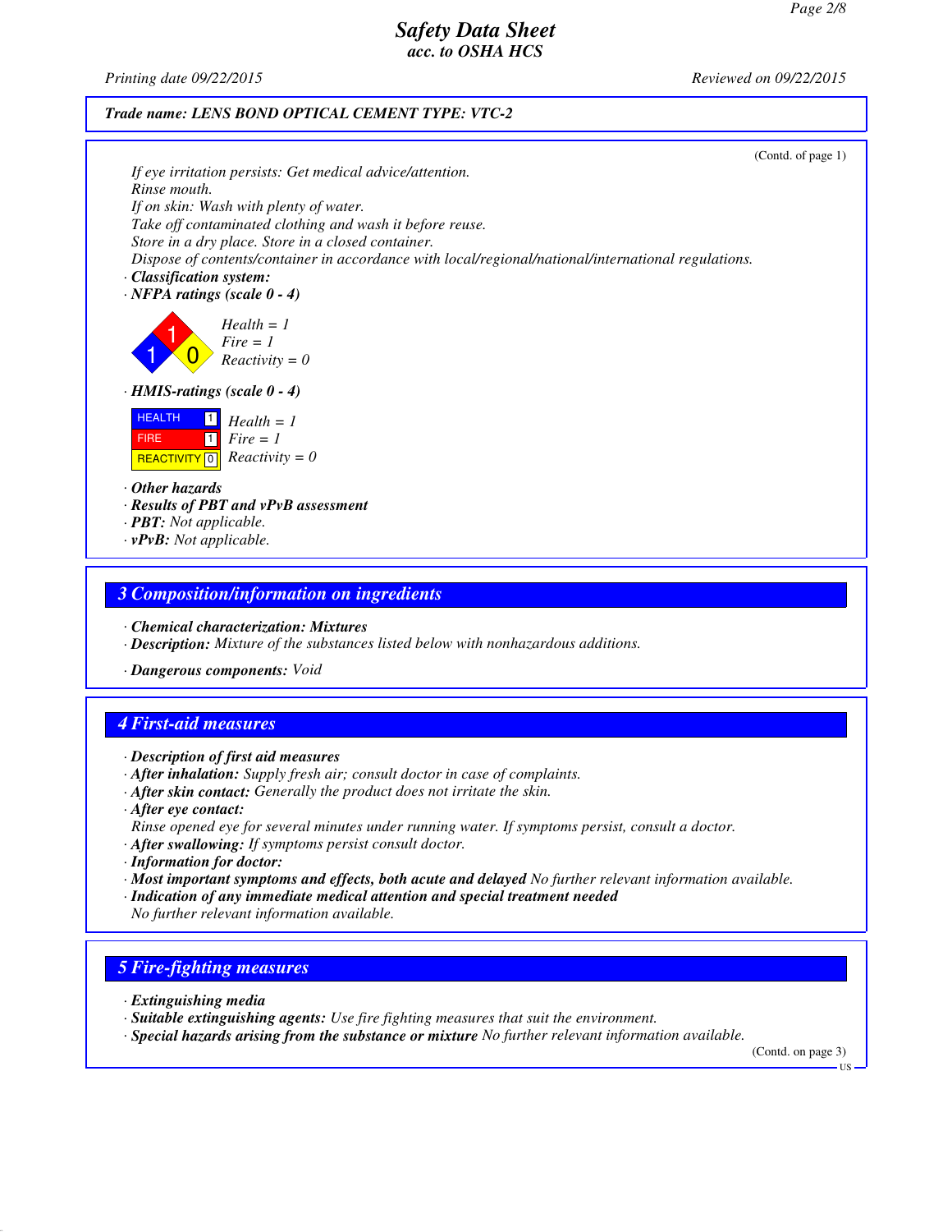**Trade name: LENS BOND OPTICAL CEMENT TYPE: VTC-2**

(Contd. of page 1)

If eye irritation persists: Get medical advice/attention.
Rinse mouth.
If on skin: Wash with plenty of water.
Take off contaminated clothing and wash it before reuse.
Store in a dry place. Store in a closed container.
Dispose of contents/container in accordance with local/regional/national/international regulations.

· **Classification system:**
· **NFPA ratings (scale 0 - 4)**

Health = 1
Fire = 1
Reactivity = 0

· **HMIS-ratings (scale 0 - 4)**

| | | |
|---|---|---|
| HEALTH | 1 | Health = 1 |
| FIRE | 1 | Fire = 1 |
| REACTIVITY | 0 | Reactivity = 0 |

· **Other hazards**
· **Results of PBT and vPvB assessment**
· **PBT:** Not applicable.
· **vPvB:** Not applicable.

## 3 Composition/information on ingredients

· **Chemical characterization: Mixtures**
· **Description:** Mixture of the substances listed below with nonhazardous additions.

· **Dangerous components:** Void

## 4 First-aid measures

· **Description of first aid measures**
· **After inhalation:** Supply fresh air; consult doctor in case of complaints.
· **After skin contact:** Generally the product does not irritate the skin.
· **After eye contact:**
Rinse opened eye for several minutes under running water. If symptoms persist, consult a doctor.
· **After swallowing:** If symptoms persist consult doctor.
· **Information for doctor:**
· **Most important symptoms and effects, both acute and delayed** No further relevant information available.
· **Indication of any immediate medical attention and special treatment needed**
No further relevant information available.

## 5 Fire-fighting measures

· **Extinguishing media**
· **Suitable extinguishing agents:** Use fire fighting measures that suit the environment.
· **Special hazards arising from the substance or mixture** No further relevant information available.

(Contd. on page 3)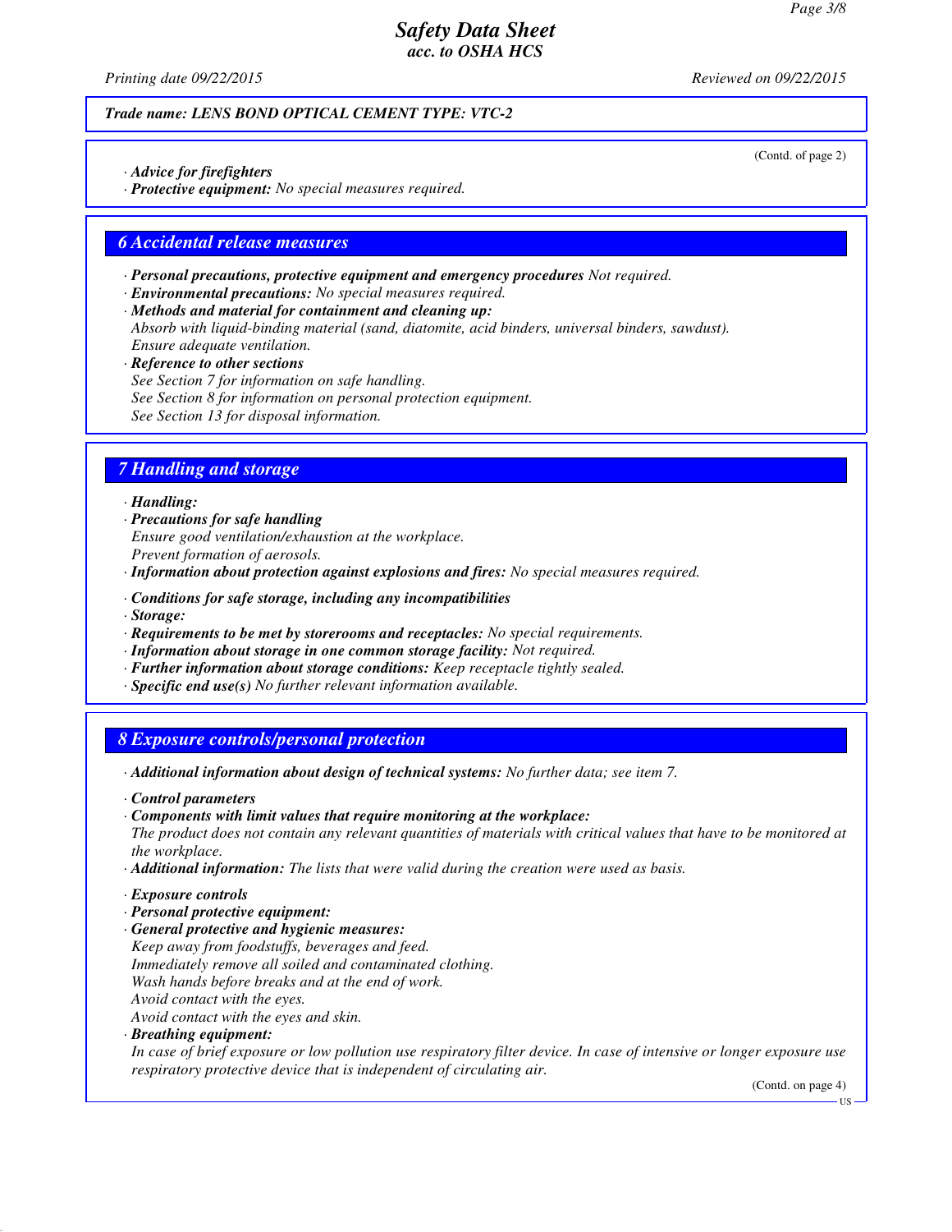Trade name: LENS BOND OPTICAL CEMENT TYPE: VTC-2

(Contd. of page 2)

· **Advice for firefighters**
· **Protective equipment:** No special measures required.

## 6 Accidental release measures

· **Personal precautions, protective equipment and emergency procedures** Not required.
· **Environmental precautions:** No special measures required.
· **Methods and material for containment and cleaning up:**
Absorb with liquid-binding material (sand, diatomite, acid binders, universal binders, sawdust).
Ensure adequate ventilation.
· **Reference to other sections**
See Section 7 for information on safe handling.
See Section 8 for information on personal protection equipment.
See Section 13 for disposal information.

## 7 Handling and storage

· **Handling:**
· **Precautions for safe handling**
Ensure good ventilation/exhaustion at the workplace.
Prevent formation of aerosols.
· **Information about protection against explosions and fires:** No special measures required.

· **Conditions for safe storage, including any incompatibilities**
· **Storage:**
· **Requirements to be met by storerooms and receptacles:** No special requirements.
· **Information about storage in one common storage facility:** Not required.
· **Further information about storage conditions:** Keep receptacle tightly sealed.
· **Specific end use(s)** No further relevant information available.

## 8 Exposure controls/personal protection

· **Additional information about design of technical systems:** No further data; see item 7.

· **Control parameters**
· **Components with limit values that require monitoring at the workplace:**
The product does not contain any relevant quantities of materials with critical values that have to be monitored at the workplace.
· **Additional information:** The lists that were valid during the creation were used as basis.

· **Exposure controls**
· **Personal protective equipment:**
· **General protective and hygienic measures:**
Keep away from foodstuffs, beverages and feed.
Immediately remove all soiled and contaminated clothing.
Wash hands before breaks and at the end of work.
Avoid contact with the eyes.
Avoid contact with the eyes and skin.
· **Breathing equipment:**
In case of brief exposure or low pollution use respiratory filter device. In case of intensive or longer exposure use respiratory protective device that is independent of circulating air.

(Contd. on page 4)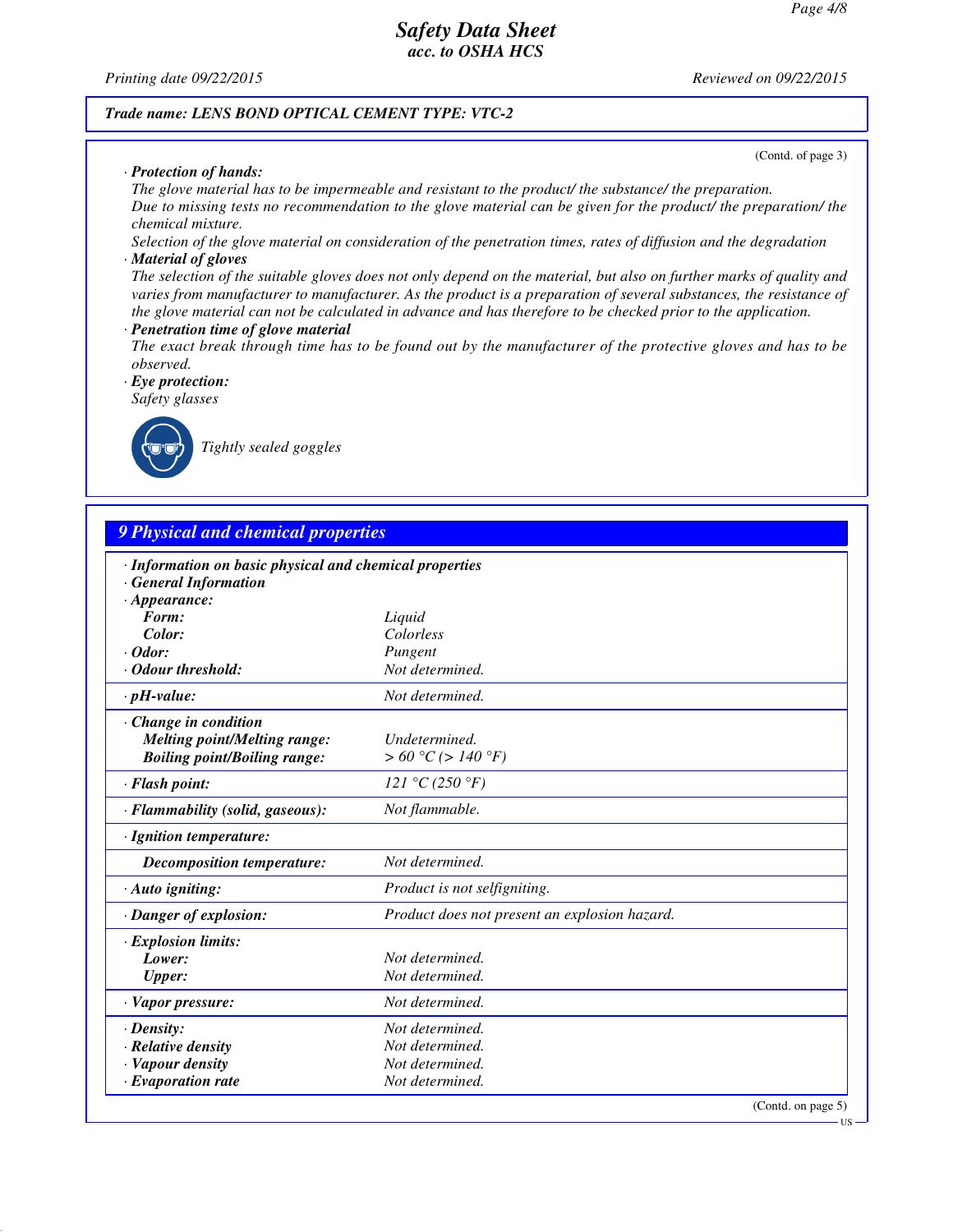**Trade name: LENS BOND OPTICAL CEMENT TYPE: VTC-2**

(Contd. of page 3)

· **Protection of hands:**
The glove material has to be impermeable and resistant to the product/ the substance/ the preparation.
Due to missing tests no recommendation to the glove material can be given for the product/ the preparation/ the chemical mixture.
Selection of the glove material on consideration of the penetration times, rates of diffusion and the degradation

· **Material of gloves**
The selection of the suitable gloves does not only depend on the material, but also on further marks of quality and varies from manufacturer to manufacturer. As the product is a preparation of several substances, the resistance of the glove material can not be calculated in advance and has therefore to be checked prior to the application.

· **Penetration time of glove material**
The exact break through time has to be found out by the manufacturer of the protective gloves and has to be observed.

· **Eye protection:**
Safety glasses

Tightly sealed goggles

## 9 Physical and chemical properties

· **Information on basic physical and chemical properties**
· **General Information**

| | |
|---|---|
| · **Appearance:** | |
| **Form:** | Liquid |
| **Color:** | Colorless |
| · **Odor:** | Pungent |
| · **Odour threshold:** | Not determined. |
| · **pH-value:** | Not determined. |
| · **Change in condition** | |
| **Melting point/Melting range:** | Undetermined. |
| **Boiling point/Boiling range:** | > 60 °C (> 140 °F) |
| · **Flash point:** | 121 °C (250 °F) |
| · **Flammability (solid, gaseous):** | Not flammable. |
| · **Ignition temperature:** | |
| **Decomposition temperature:** | Not determined. |
| · **Auto igniting:** | Product is not selfigniting. |
| · **Danger of explosion:** | Product does not present an explosion hazard. |
| · **Explosion limits:** | |
| **Lower:** | Not determined. |
| **Upper:** | Not determined. |
| · **Vapor pressure:** | Not determined. |
| · **Density:** | Not determined. |
| · **Relative density** | Not determined. |
| · **Vapour density** | Not determined. |
| · **Evaporation rate** | Not determined. |

(Contd. on page 5)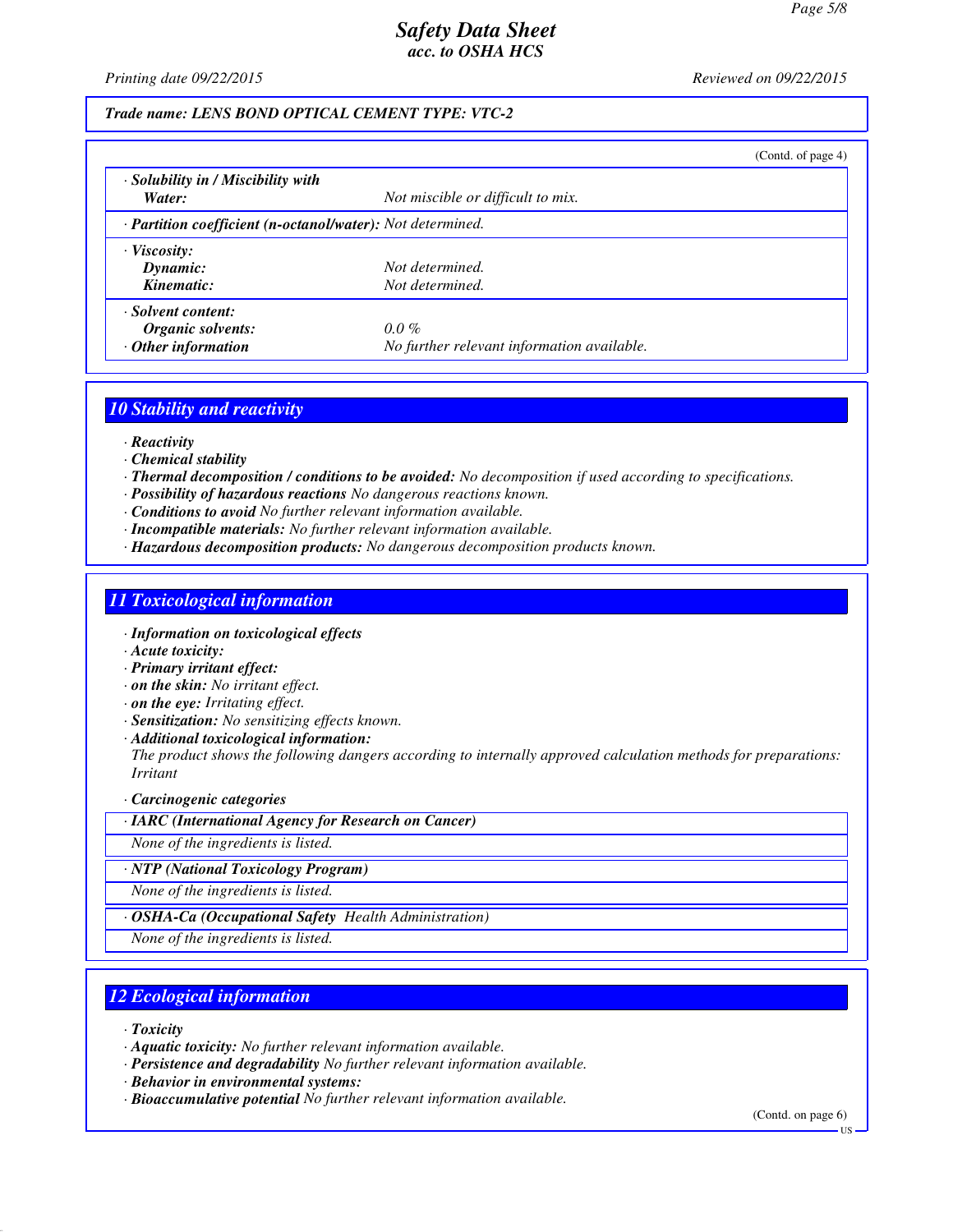Trade name: LENS BOND OPTICAL CEMENT TYPE: VTC-2

(Contd. of page 4)

| | |
|---|---|
| **· Solubility in / Miscibility with Water:** | Not miscible or difficult to mix. |
| **· Partition coefficient (n-octanol/water):** | Not determined. |
| **· Viscosity:** | |
| **Dynamic:** | Not determined. |
| **Kinematic:** | Not determined. |
| **· Solvent content:** | |
| **Organic solvents:** | 0.0 % |
| **· Other information** | No further relevant information available. |

## 10 Stability and reactivity

- **Reactivity**
- **Chemical stability**
- **Thermal decomposition / conditions to be avoided:** No decomposition if used according to specifications.
- **Possibility of hazardous reactions** No dangerous reactions known.
- **Conditions to avoid** No further relevant information available.
- **Incompatible materials:** No further relevant information available.
- **Hazardous decomposition products:** No dangerous decomposition products known.

## 11 Toxicological information

- **Information on toxicological effects**
- **Acute toxicity:**
- **Primary irritant effect:**
- **on the skin:** No irritant effect.
- **on the eye:** Irritating effect.
- **Sensitization:** No sensitizing effects known.
- **Additional toxicological information:**

The product shows the following dangers according to internally approved calculation methods for preparations: Irritant

- **Carcinogenic categories**

| · IARC (International Agency for Research on Cancer) |
|---|
| None of the ingredients is listed. |

| · NTP (National Toxicology Program) |
|---|
| None of the ingredients is listed. |

| · OSHA-Ca (Occupational Safety Health Administration) |
|---|
| None of the ingredients is listed. |

## 12 Ecological information

- **Toxicity**
- **Aquatic toxicity:** No further relevant information available.
- **Persistence and degradability** No further relevant information available.
- **Behavior in environmental systems:**
- **Bioaccumulative potential** No further relevant information available.

(Contd. on page 6)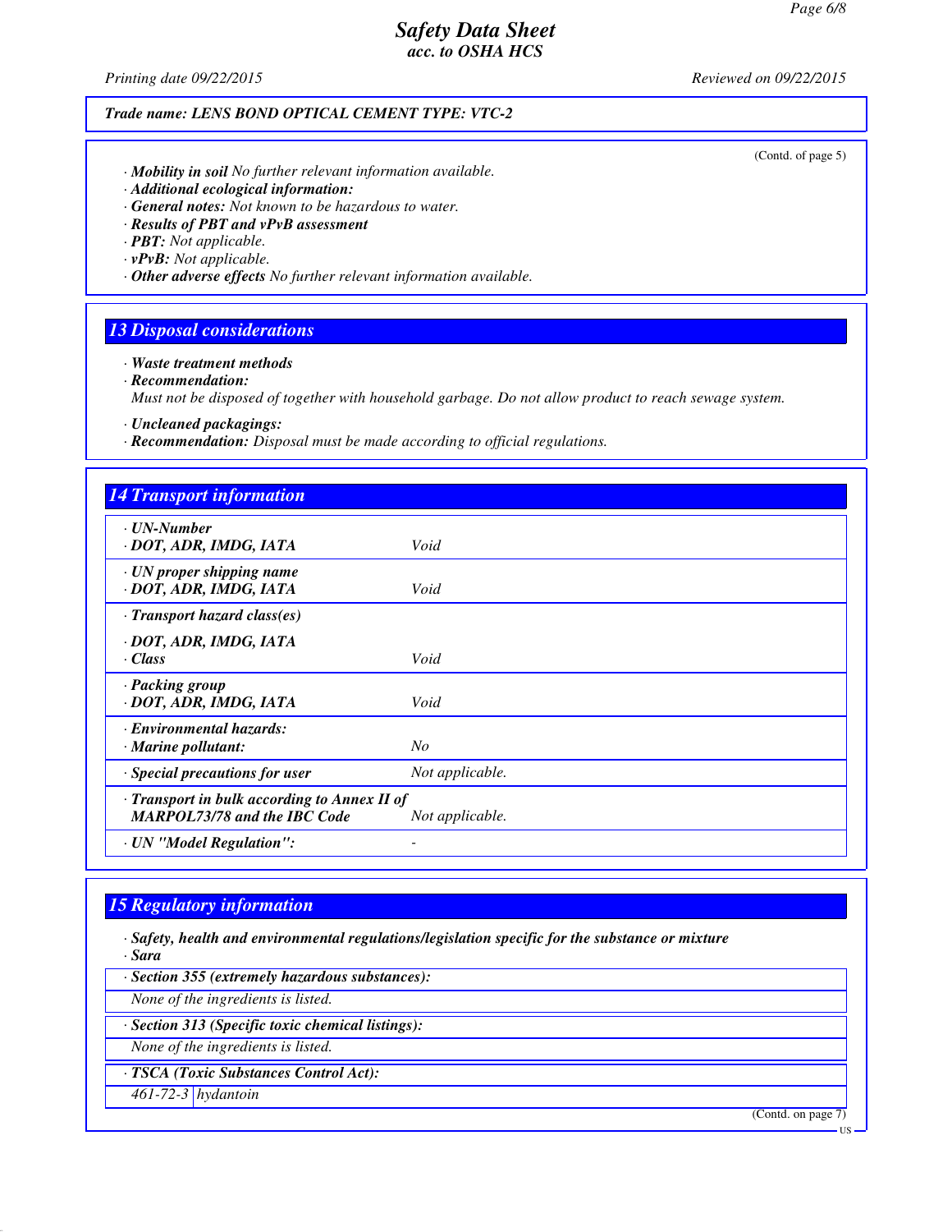Trade name: LENS BOND OPTICAL CEMENT TYPE: VTC-2

(Contd. of page 5)

· **Mobility in soil** No further relevant information available.
· **Additional ecological information:**
· **General notes:** Not known to be hazardous to water.
· **Results of PBT and vPvB assessment**
· **PBT:** Not applicable.
· **vPvB:** Not applicable.
· **Other adverse effects** No further relevant information available.

## 13 Disposal considerations

· **Waste treatment methods**
· **Recommendation:**
Must not be disposed of together with household garbage. Do not allow product to reach sewage system.

· **Uncleaned packagings:**
· **Recommendation:** Disposal must be made according to official regulations.

## 14 Transport information

| | |
|---|---|
| · **UN-Number**<br>· **DOT, ADR, IMDG, IATA** | Void |
| · **UN proper shipping name**<br>· **DOT, ADR, IMDG, IATA** | Void |
| · **Transport hazard class(es)**<br>· **DOT, ADR, IMDG, IATA**<br>· **Class** | Void |
| · **Packing group**<br>· **DOT, ADR, IMDG, IATA** | Void |
| · **Environmental hazards:**<br>· **Marine pollutant:** | No |
| · **Special precautions for user** | Not applicable. |
| · **Transport in bulk according to Annex II of MARPOL73/78 and the IBC Code** | Not applicable. |
| · **UN "Model Regulation":** | - |

## 15 Regulatory information

· **Safety, health and environmental regulations/legislation specific for the substance or mixture**
· **Sara**

· **Section 355 (extremely hazardous substances):**
None of the ingredients is listed.

· **Section 313 (Specific toxic chemical listings):**
None of the ingredients is listed.

· **TSCA (Toxic Substances Control Act):**

| | |
|---|---|
| 461-72-3 | hydantoin |

(Contd. on page 7)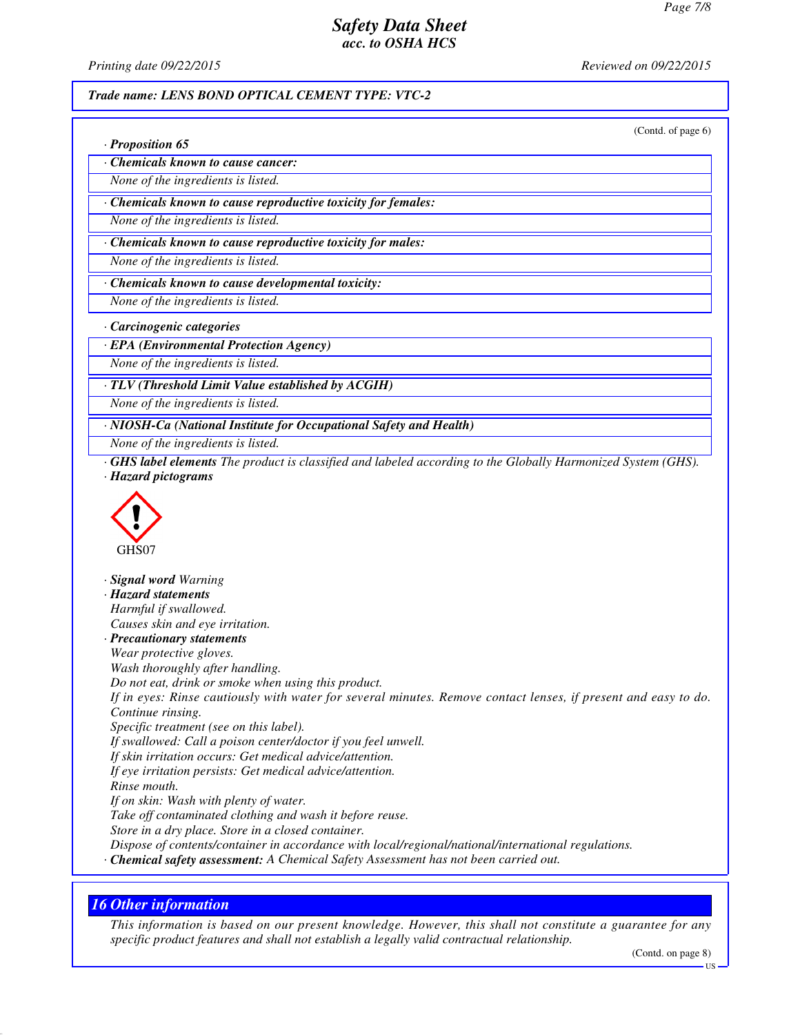**Trade name: LENS BOND OPTICAL CEMENT TYPE: VTC-2**

(Contd. of page 6)

· **Proposition 65**

· **Chemicals known to cause cancer:**

None of the ingredients is listed.

· **Chemicals known to cause reproductive toxicity for females:**

None of the ingredients is listed.

· **Chemicals known to cause reproductive toxicity for males:**

None of the ingredients is listed.

· **Chemicals known to cause developmental toxicity:**

None of the ingredients is listed.

· **Carcinogenic categories**

· **EPA (Environmental Protection Agency)**

None of the ingredients is listed.

· **TLV (Threshold Limit Value established by ACGIH)**

None of the ingredients is listed.

· **NIOSH-Ca (National Institute for Occupational Safety and Health)**

None of the ingredients is listed.

· **GHS label elements** The product is classified and labeled according to the Globally Harmonized System (GHS).

· **Hazard pictograms**

GHS07

· **Signal word** Warning

· **Hazard statements**

Harmful if swallowed.
Causes skin and eye irritation.

· **Precautionary statements**

Wear protective gloves.
Wash thoroughly after handling.
Do not eat, drink or smoke when using this product.
If in eyes: Rinse cautiously with water for several minutes. Remove contact lenses, if present and easy to do. Continue rinsing.
Specific treatment (see on this label).
If swallowed: Call a poison center/doctor if you feel unwell.
If skin irritation occurs: Get medical advice/attention.
If eye irritation persists: Get medical advice/attention.
Rinse mouth.
If on skin: Wash with plenty of water.
Take off contaminated clothing and wash it before reuse.
Store in a dry place. Store in a closed container.
Dispose of contents/container in accordance with local/regional/national/international regulations.

· **Chemical safety assessment:** A Chemical Safety Assessment has not been carried out.

## 16 Other information

This information is based on our present knowledge. However, this shall not constitute a guarantee for any specific product features and shall not establish a legally valid contractual relationship.

(Contd. on page 8)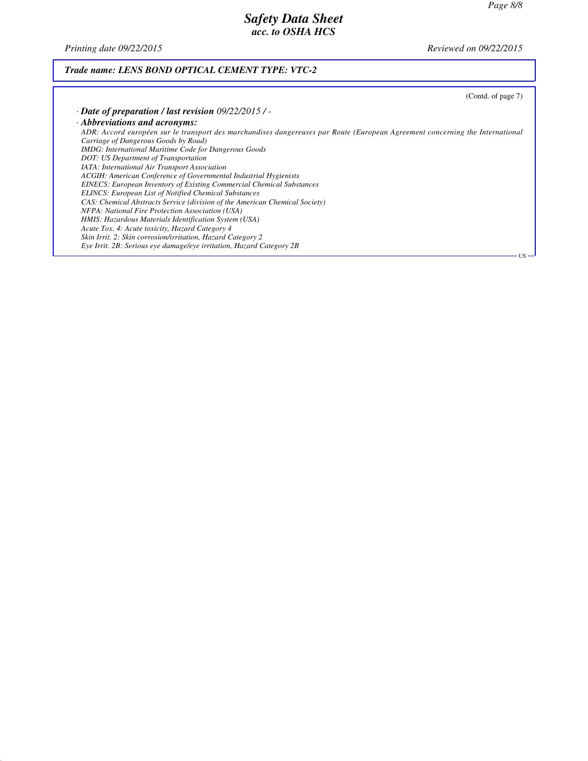Trade name: LENS BOND OPTICAL CEMENT TYPE: VTC-2

(Contd. of page 7)

· **Date of preparation / last revision** 09/22/2015 / -

· **Abbreviations and acronyms:**

ADR: Accord européen sur le transport des marchandises dangereuses par Route (European Agreement concerning the International Carriage of Dangerous Goods by Road)
IMDG: International Maritime Code for Dangerous Goods
DOT: US Department of Transportation
IATA: International Air Transport Association
ACGIH: American Conference of Governmental Industrial Hygienists
EINECS: European Inventory of Existing Commercial Chemical Substances
ELINCS: European List of Notified Chemical Substances
CAS: Chemical Abstracts Service (division of the American Chemical Society)
NFPA: National Fire Protection Association (USA)
HMIS: Hazardous Materials Identification System (USA)
Acute Tox. 4: Acute toxicity, Hazard Category 4
Skin Irrit. 2: Skin corrosion/irritation, Hazard Category 2
Eye Irrit. 2B: Serious eye damage/eye irritation, Hazard Category 2B